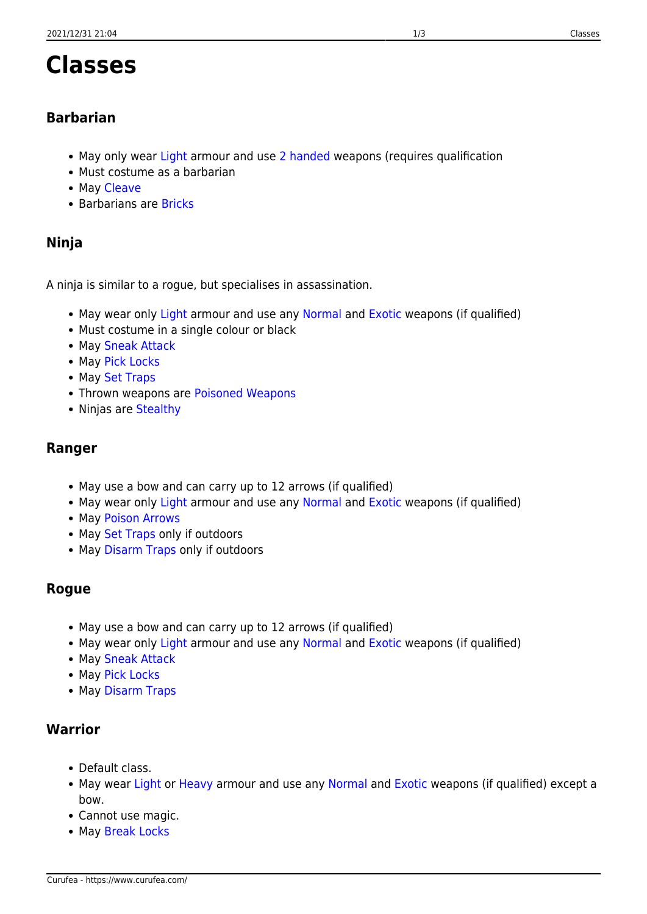# Classes

### Barbarian

- May only wear Light armour and use 2 handed weapons (requires qualification
- Must costume as a barbarian
- May Cleave
- Barbarians are Bricks

### Ninja

A ninja is similar to a rogue, but specialises in assassination.

- May wear only Light armour and use any Normal and Exotic weapons (if qualified)
- Must costume in a single colour or black
- May Sneak Attack
- May Pick Locks
- May Set Traps
- Thrown weapons are Poisoned Weapons
- Ninjas are Stealthy

### Ranger

- May use a bow and can carry up to 12 arrows (if qualified)
- May wear only Light armour and use any Normal and Exotic weapons (if qualified)
- May Poison Arrows
- May Set Traps only if outdoors
- May Disarm Traps only if outdoors

### Rogue

- May use a bow and can carry up to 12 arrows (if qualified)
- May wear only Light armour and use any Normal and Exotic weapons (if qualified)
- May Sneak Attack
- May Pick Locks
- May Disarm Traps

### Warrior

- Default class.
- May wear Light or Heavy armour and use any Normal and Exotic weapons (if qualified) except a bow.
- Cannot use magic.
- May Break Locks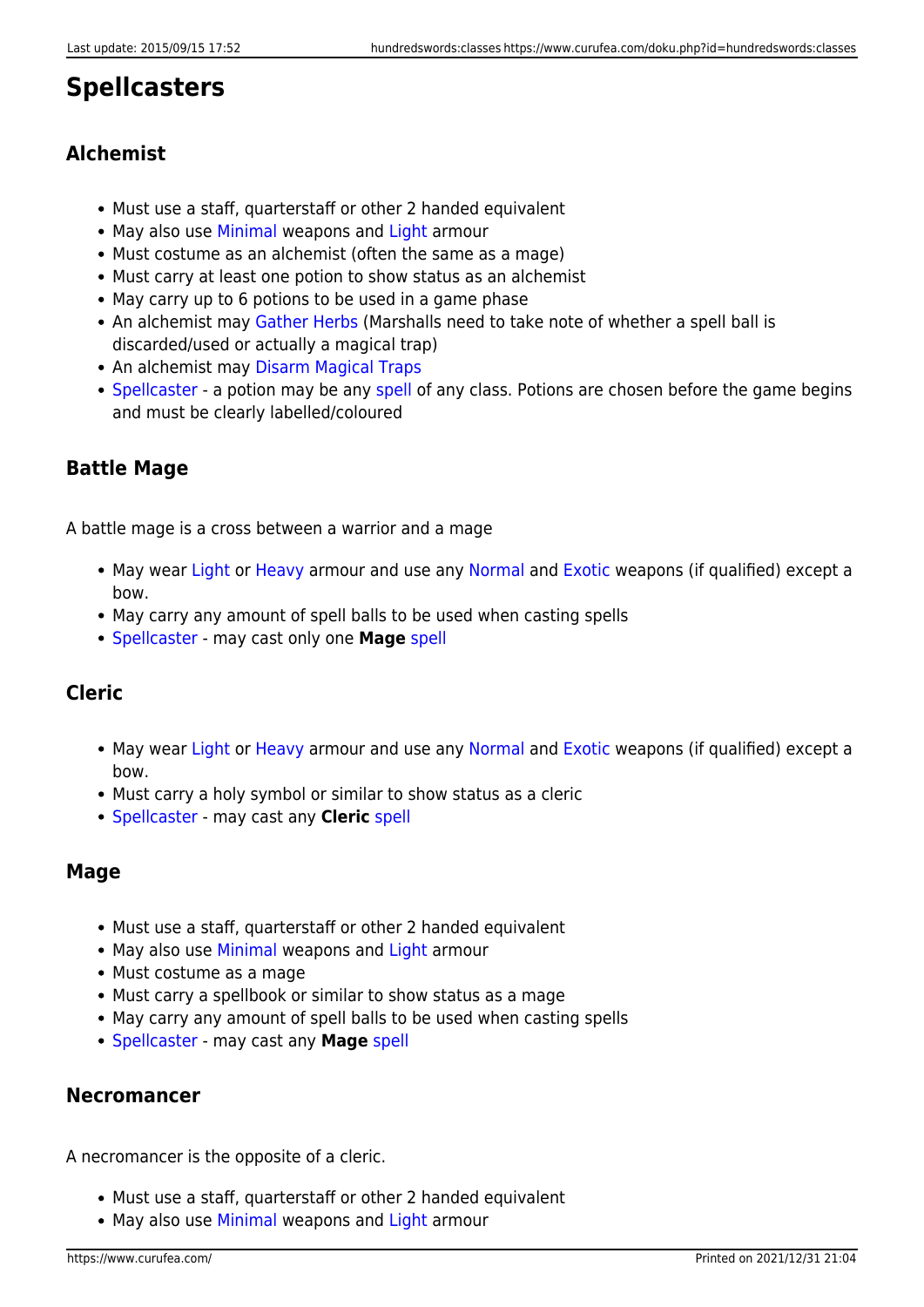# Spellcasters

### Alchemist

- Must use a staff, quarterstaff or other 2 handed equivalent
- May also use Minimal weapons and Light armour
- Must costume as an alchemist (often the same as a mage)
- Must carry at least one potion to show status as an alchemist
- May carry up to 6 potions to be used in a game phase
- An alchemist may Gather Herbs (Marshalls need to take note of whether a spell ball is discarded/used or actually a magical trap)
- An alchemist may Disarm Magical Traps
- Spellcaster - a potion may be any spell of any class. Potions are chosen before the game begins and must be clearly labelled/coloured

### Battle Mage

A battle mage is a cross between a warrior and a mage

- May wear Light or Heavy armour and use any Normal and Exotic weapons (if qualified) except a bow.
- May carry any amount of spell balls to be used when casting spells
- Spellcaster - may cast only one **Mage** spell

### Cleric

- May wear Light or Heavy armour and use any Normal and Exotic weapons (if qualified) except a bow.
- Must carry a holy symbol or similar to show status as a cleric
- Spellcaster - may cast any **Cleric** spell

### Mage

- Must use a staff, quarterstaff or other 2 handed equivalent
- May also use Minimal weapons and Light armour
- Must costume as a mage
- Must carry a spellbook or similar to show status as a mage
- May carry any amount of spell balls to be used when casting spells
- Spellcaster - may cast any **Mage** spell

### Necromancer

A necromancer is the opposite of a cleric.

- Must use a staff, quarterstaff or other 2 handed equivalent
- May also use Minimal weapons and Light armour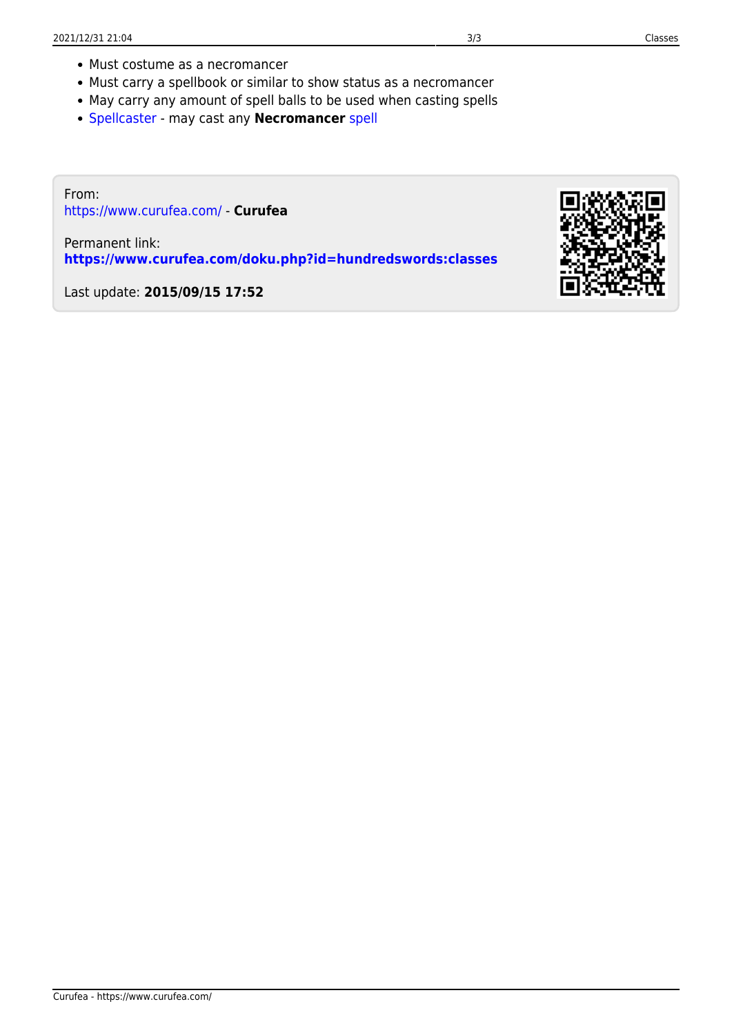- Must costume as a necromancer
- Must carry a spellbook or similar to show status as a necromancer
- May carry any amount of spell balls to be used when casting spells
- Spellcaster - may cast any **Necromancer** spell

From:
https://www.curufea.com/ - **Curufea**

Permanent link:
**https://www.curufea.com/doku.php?id=hundredswords:classes**

Last update: **2015/09/15 17:52**